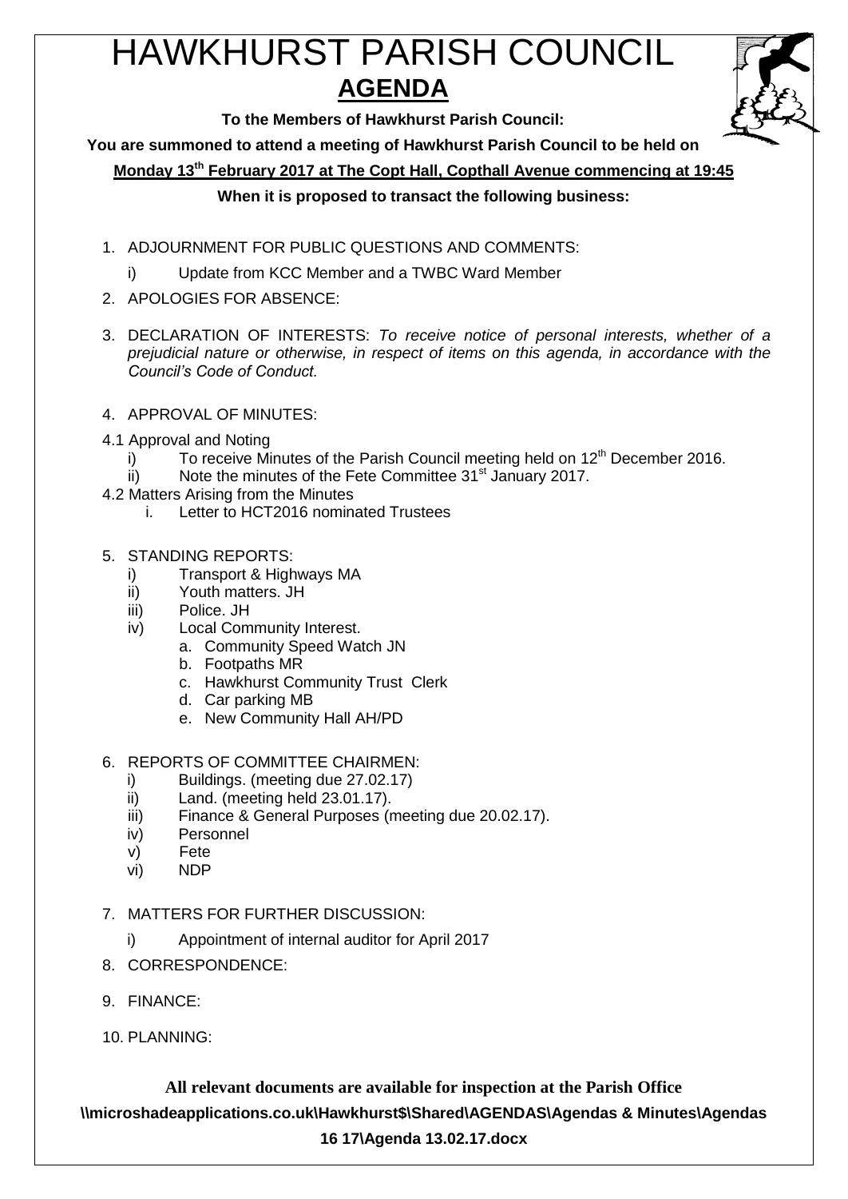# HAWKHURST PARISH COUNCIL

## AGENDA

**To the Members of Hawkhurst Parish Council:**

**You are summoned to attend a meeting of Hawkhurst Parish Council to be held on**

**Monday 13th February 2017 at The Copt Hall, Copthall Avenue commencing at 19:45**

**When it is proposed to transact the following business:**

1. ADJOURNMENT FOR PUBLIC QUESTIONS AND COMMENTS:
   i) Update from KCC Member and a TWBC Ward Member
2. APOLOGIES FOR ABSENCE:
3. DECLARATION OF INTERESTS: *To receive notice of personal interests, whether of a prejudicial nature or otherwise, in respect of items on this agenda, in accordance with the Council's Code of Conduct.*
4. APPROVAL OF MINUTES:

4.1 Approval and Noting
   i) To receive Minutes of the Parish Council meeting held on 12th December 2016.
   ii) Note the minutes of the Fete Committee 31st January 2017.

4.2 Matters Arising from the Minutes
   i. Letter to HCT2016 nominated Trustees

5. STANDING REPORTS:
   i) Transport & Highways MA
   ii) Youth matters. JH
   iii) Police. JH
   iv) Local Community Interest.
      a. Community Speed Watch JN
      b. Footpaths MR
      c. Hawkhurst Community Trust Clerk
      d. Car parking MB
      e. New Community Hall AH/PD
6. REPORTS OF COMMITTEE CHAIRMEN:
   i) Buildings. (meeting due 27.02.17)
   ii) Land. (meeting held 23.01.17).
   iii) Finance & General Purposes (meeting due 20.02.17).
   iv) Personnel
   v) Fete
   vi) NDP
7. MATTERS FOR FURTHER DISCUSSION:
   i) Appointment of internal auditor for April 2017
8. CORRESPONDENCE:
9. FINANCE:
10. PLANNING:

**All relevant documents are available for inspection at the Parish Office**

**\\microshadeapplications.co.uk\Hawkhurst$\Shared\AGENDAS\Agendas & Minutes\Agendas 16 17\Agenda 13.02.17.docx**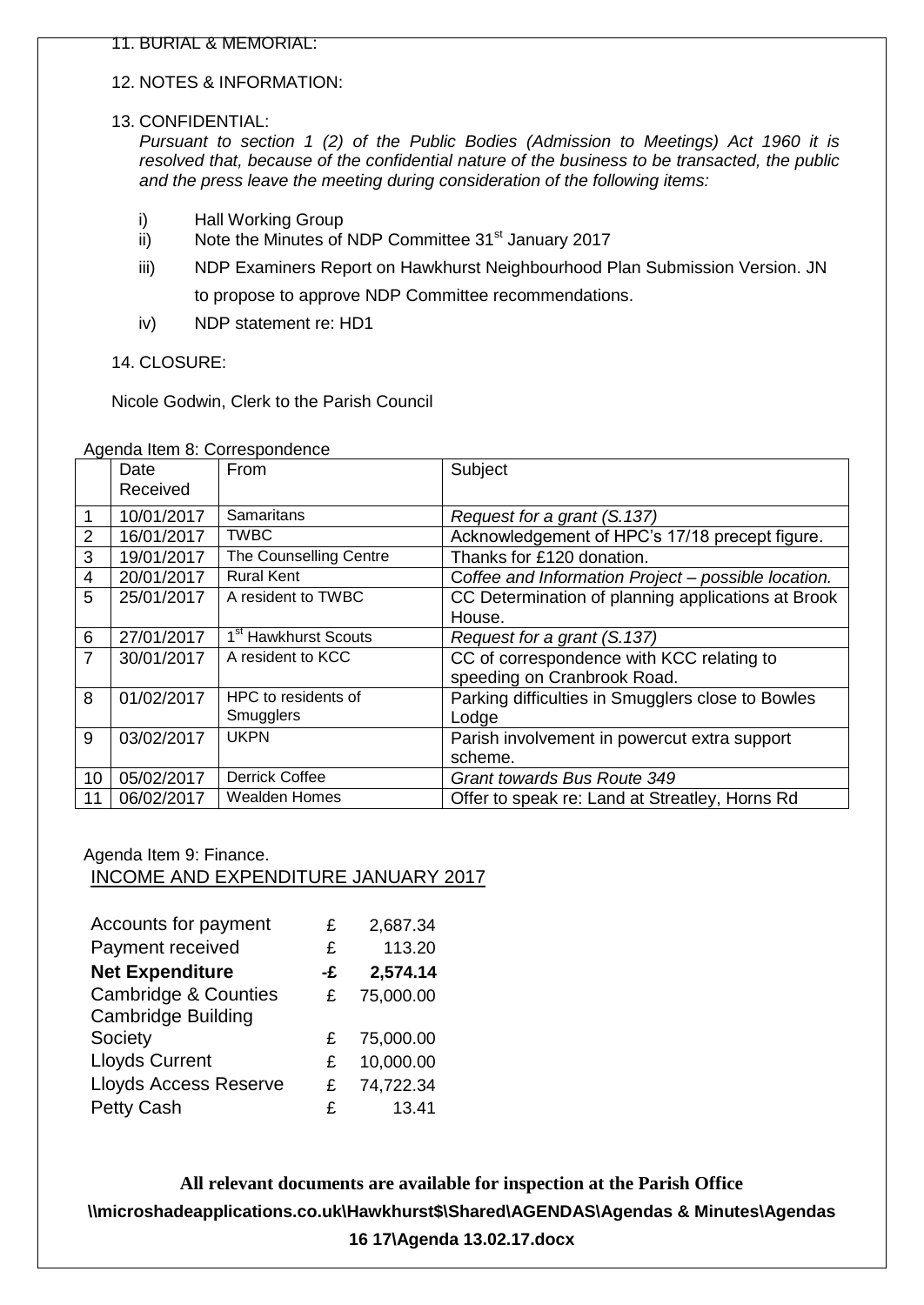11. BURIAL & MEMORIAL:

12. NOTES & INFORMATION:

13. CONFIDENTIAL:

*Pursuant to section 1 (2) of the Public Bodies (Admission to Meetings) Act 1960 it is resolved that, because of the confidential nature of the business to be transacted, the public and the press leave the meeting during consideration of the following items:*

i) Hall Working Group

ii) Note the Minutes of NDP Committee 31st January 2017

iii) NDP Examiners Report on Hawkhurst Neighbourhood Plan Submission Version. JN to propose to approve NDP Committee recommendations.

iv) NDP statement re: HD1

14. CLOSURE:

Nicole Godwin, Clerk to the Parish Council

Agenda Item 8: Correspondence

| | Date Received | From | Subject |
|---|---|---|---|
| 1 | 10/01/2017 | Samaritans | *Request for a grant (S.137)* |
| 2 | 16/01/2017 | TWBC | Acknowledgement of HPC's 17/18 precept figure. |
| 3 | 19/01/2017 | The Counselling Centre | Thanks for £120 donation. |
| 4 | 20/01/2017 | Rural Kent | Coffee and Information Project – possible location. |
| 5 | 25/01/2017 | A resident to TWBC | CC Determination of planning applications at Brook House. |
| 6 | 27/01/2017 | 1st Hawkhurst Scouts | *Request for a grant (S.137)* |
| 7 | 30/01/2017 | A resident to KCC | CC of correspondence with KCC relating to speeding on Cranbrook Road. |
| 8 | 01/02/2017 | HPC to residents of Smugglers | Parking difficulties in Smugglers close to Bowles Lodge |
| 9 | 03/02/2017 | UKPN | Parish involvement in powercut extra support scheme. |
| 10 | 05/02/2017 | Derrick Coffee | *Grant towards Bus Route 349* |
| 11 | 06/02/2017 | Wealden Homes | Offer to speak re: Land at Streatley, Horns Rd |

Agenda Item 9: Finance.

INCOME AND EXPENDITURE JANUARY 2017

| | | |
|---|---|---|
| Accounts for payment | £ | 2,687.34 |
| Payment received | £ | 113.20 |
| **Net Expenditure** | **-£** | **2,574.14** |
| Cambridge & Counties | £ | 75,000.00 |
| Cambridge Building Society | £ | 75,000.00 |
| Lloyds Current | £ | 10,000.00 |
| Lloyds Access Reserve | £ | 74,722.34 |
| Petty Cash | £ | 13.41 |

**All relevant documents are available for inspection at the Parish Office**

**\\microshadeapplications.co.uk\Hawkhurst$\Shared\AGENDAS\Agendas & Minutes\Agendas 16 17\Agenda 13.02.17.docx**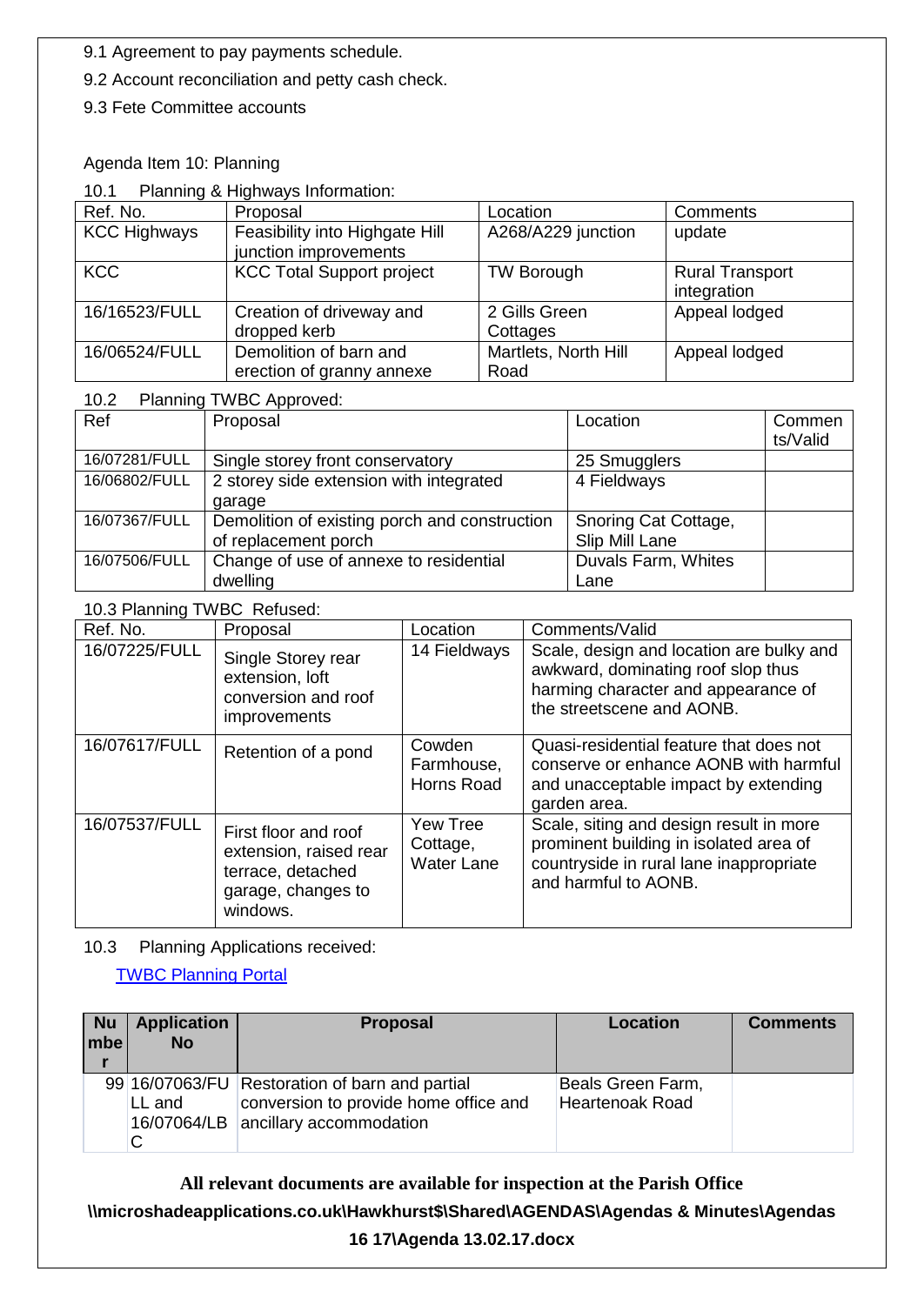9.1 Agreement to pay payments schedule.

9.2 Account reconciliation and petty cash check.

9.3 Fete Committee accounts

Agenda Item 10: Planning

10.1 Planning & Highways Information:

| Ref. No. | Proposal | Location | Comments |
|---|---|---|---|
| KCC Highways | Feasibility into Highgate Hill junction improvements | A268/A229 junction | update |
| KCC | KCC Total Support project | TW Borough | Rural Transport integration |
| 16/16523/FULL | Creation of driveway and dropped kerb | 2 Gills Green Cottages | Appeal lodged |
| 16/06524/FULL | Demolition of barn and erection of granny annexe | Martlets, North Hill Road | Appeal lodged |

10.2 Planning TWBC Approved:

| Ref | Proposal | Location | Comments/Valid |
|---|---|---|---|
| 16/07281/FULL | Single storey front conservatory | 25 Smugglers | |
| 16/06802/FULL | 2 storey side extension with integrated garage | 4 Fieldways | |
| 16/07367/FULL | Demolition of existing porch and construction of replacement porch | Snoring Cat Cottage, Slip Mill Lane | |
| 16/07506/FULL | Change of use of annexe to residential dwelling | Duvals Farm, Whites Lane | |

10.3 Planning TWBC Refused:

| Ref. No. | Proposal | Location | Comments/Valid |
|---|---|---|---|
| 16/07225/FULL | Single Storey rear extension, loft conversion and roof improvements | 14 Fieldways | Scale, design and location are bulky and awkward, dominating roof slop thus harming character and appearance of the streetscene and AONB. |
| 16/07617/FULL | Retention of a pond | Cowden Farmhouse, Horns Road | Quasi-residential feature that does not conserve or enhance AONB with harmful and unacceptable impact by extending garden area. |
| 16/07537/FULL | First floor and roof extension, raised rear terrace, detached garage, changes to windows. | Yew Tree Cottage, Water Lane | Scale, siting and design result in more prominent building in isolated area of countryside in rural lane inappropriate and harmful to AONB. |

10.3 Planning Applications received:

[TWBC Planning Portal]

| Number | Application No | Proposal | Location | Comments |
|---|---|---|---|---|
| 99 | 16/07063/FULL and 16/07064/LBC | Restoration of barn and partial conversion to provide home office and ancillary accommodation | Beals Green Farm, Heartenoak Road | |

**All relevant documents are available for inspection at the Parish Office**

**\\microshadeapplications.co.uk\Hawkhurst$\Shared\AGENDAS\Agendas & Minutes\Agendas 16 17\Agenda 13.02.17.docx**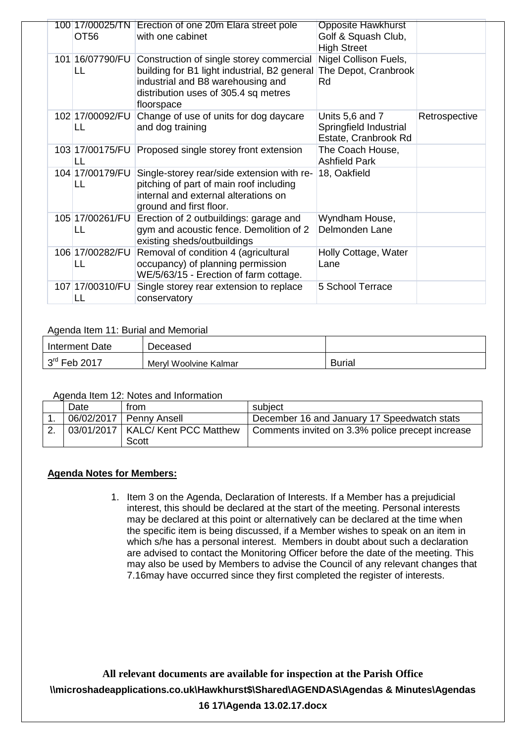| | | | | |
|---|---|---|---|---|
| 100 | 17/00025/TNOT56 | Erection of one 20m Elara street pole with one cabinet | Opposite Hawkhurst Golf & Squash Club, High Street | |
| 101 | 16/07790/FULL | Construction of single storey commercial building for B1 light industrial, B2 general industrial and B8 warehousing and distribution uses of 305.4 sq metres floorspace | Nigel Collison Fuels, The Depot, Cranbrook Rd | |
| 102 | 17/00092/FULL | Change of use of units for dog daycare and dog training | Units 5,6 and 7 Springfield Industrial Estate, Cranbrook Rd | Retrospective |
| 103 | 17/00175/FULL | Proposed single storey front extension | The Coach House, Ashfield Park | |
| 104 | 17/00179/FULL | Single-storey rear/side extension with re-pitching of part of main roof including internal and external alterations on ground and first floor. | 18, Oakfield | |
| 105 | 17/00261/FULL | Erection of 2 outbuildings: garage and gym and acoustic fence. Demolition of 2 existing sheds/outbuildings | Wyndham House, Delmonden Lane | |
| 106 | 17/00282/FULL | Removal of condition 4 (agricultural occupancy) of planning permission WE/5/63/15 - Erection of farm cottage. | Holly Cottage, Water Lane | |
| 107 | 17/00310/FULL | Single storey rear extension to replace conservatory | 5 School Terrace | |

Agenda Item 11: Burial and Memorial

| Interment Date | Deceased | |
|---|---|---|
| 3rd Feb 2017 | Meryl Woolvine Kalmar | Burial |

Agenda Item 12: Notes and Information

| | Date | from | subject |
|---|---|---|---|
| 1. | 06/02/2017 | Penny Ansell | December 16 and January 17 Speedwatch stats |
| 2. | 03/01/2017 | KALC/ Kent PCC Matthew Scott | Comments invited on 3.3% police precept increase |

**Agenda Notes for Members:**

1. Item 3 on the Agenda, Declaration of Interests. If a Member has a prejudicial interest, this should be declared at the start of the meeting. Personal interests may be declared at this point or alternatively can be declared at the time when the specific item is being discussed, if a Member wishes to speak on an item in which s/he has a personal interest. Members in doubt about such a declaration are advised to contact the Monitoring Officer before the date of the meeting. This may also be used by Members to advise the Council of any relevant changes that 7.16may have occurred since they first completed the register of interests.

**All relevant documents are available for inspection at the Parish Office**
**\\microshadeapplications.co.uk\Hawkhurst$\Shared\AGENDAS\Agendas & Minutes\Agendas 16 17\Agenda 13.02.17.docx**